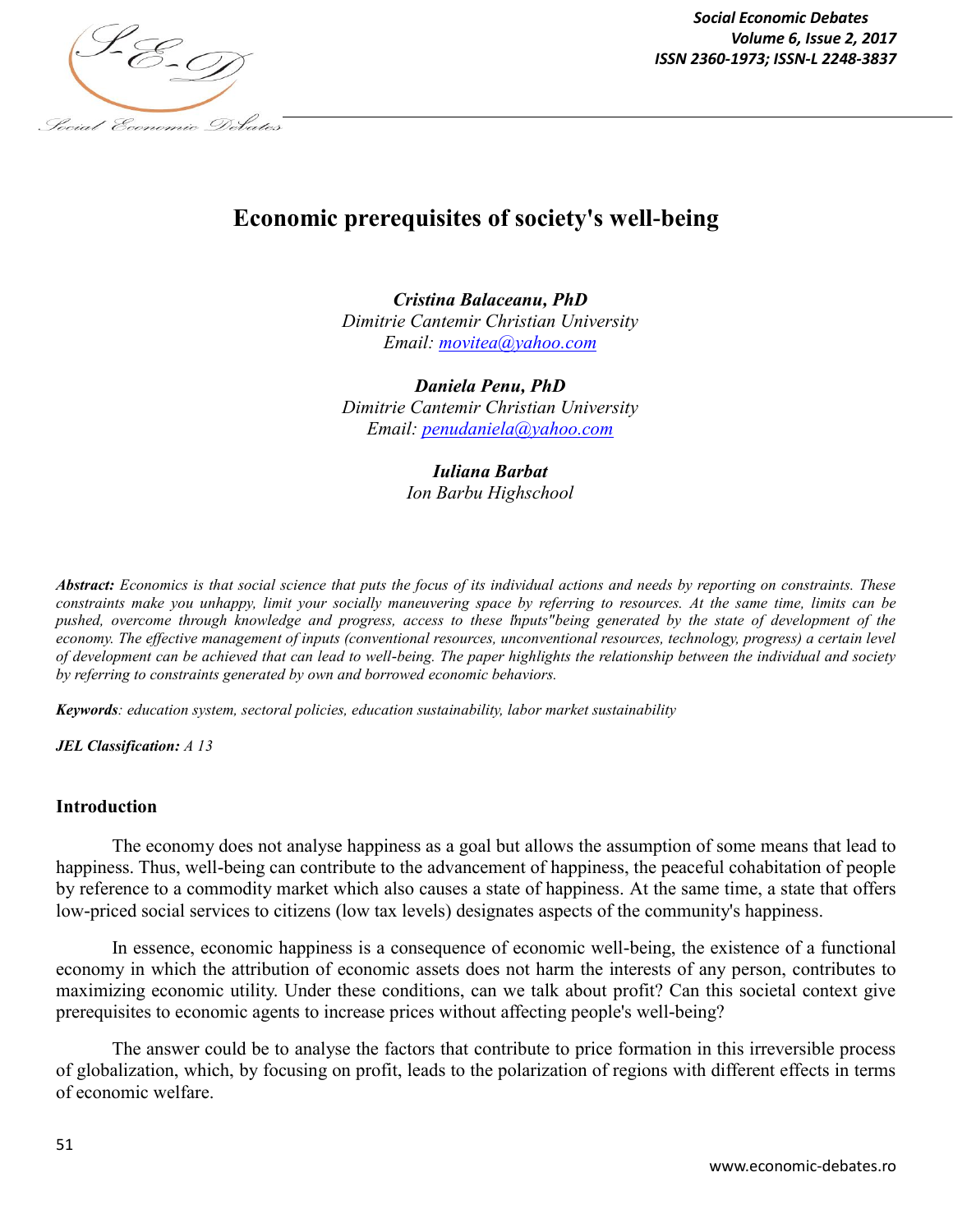# Economic prerequisites of society's well-being

***Cristina Balaceanu, PhD***
*Dimitrie Cantemir Christian University*
*Email: movitea@yahoo.com*

***Daniela Penu, PhD***
*Dimitrie Cantemir Christian University*
*Email: penudaniela@yahoo.com*

***Iuliana Barbat***
*Ion Barbu Highschool*

***Abstract:*** *Economics is that social science that puts the focus of its individual actions and needs by reporting on constraints. These constraints make you unhappy, limit your socially maneuvering space by referring to resources. At the same time, limits can be pushed, overcome through knowledge and progress, access to these "inputs"being generated by the state of development of the economy. The effective management of inputs (conventional resources, unconventional resources, technology, progress) a certain level of development can be achieved that can lead to well-being. The paper highlights the relationship between the individual and society by referring to constraints generated by own and borrowed economic behaviors.*

***Keywords****: education system, sectoral policies, education sustainability, labor market sustainability*

***JEL Classification:*** *A 13*

## Introduction

The economy does not analyse happiness as a goal but allows the assumption of some means that lead to happiness. Thus, well-being can contribute to the advancement of happiness, the peaceful cohabitation of people by reference to a commodity market which also causes a state of happiness. At the same time, a state that offers low-priced social services to citizens (low tax levels) designates aspects of the community's happiness.

In essence, economic happiness is a consequence of economic well-being, the existence of a functional economy in which the attribution of economic assets does not harm the interests of any person, contributes to maximizing economic utility. Under these conditions, can we talk about profit? Can this societal context give prerequisites to economic agents to increase prices without affecting people's well-being?

The answer could be to analyse the factors that contribute to price formation in this irreversible process of globalization, which, by focusing on profit, leads to the polarization of regions with different effects in terms of economic welfare.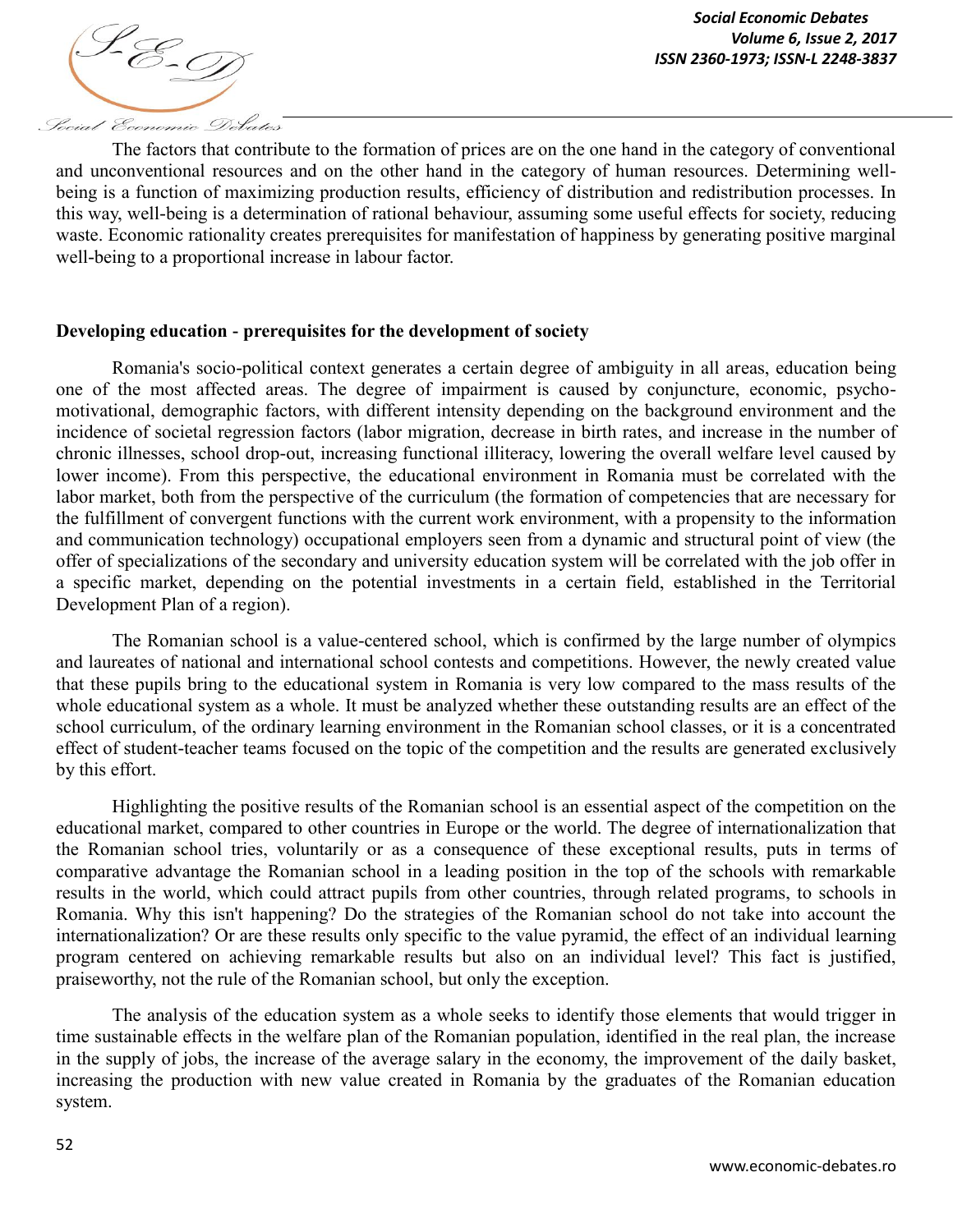The factors that contribute to the formation of prices are on the one hand in the category of conventional and unconventional resources and on the other hand in the category of human resources. Determining well-being is a function of maximizing production results, efficiency of distribution and redistribution processes. In this way, well-being is a determination of rational behaviour, assuming some useful effects for society, reducing waste. Economic rationality creates prerequisites for manifestation of happiness by generating positive marginal well-being to a proportional increase in labour factor.

## Developing education - prerequisites for the development of society

Romania's socio-political context generates a certain degree of ambiguity in all areas, education being one of the most affected areas. The degree of impairment is caused by conjuncture, economic, psycho-motivational, demographic factors, with different intensity depending on the background environment and the incidence of societal regression factors (labor migration, decrease in birth rates, and increase in the number of chronic illnesses, school drop-out, increasing functional illiteracy, lowering the overall welfare level caused by lower income). From this perspective, the educational environment in Romania must be correlated with the labor market, both from the perspective of the curriculum (the formation of competencies that are necessary for the fulfillment of convergent functions with the current work environment, with a propensity to the information and communication technology) occupational employers seen from a dynamic and structural point of view (the offer of specializations of the secondary and university education system will be correlated with the job offer in a specific market, depending on the potential investments in a certain field, established in the Territorial Development Plan of a region).

The Romanian school is a value-centered school, which is confirmed by the large number of olympics and laureates of national and international school contests and competitions. However, the newly created value that these pupils bring to the educational system in Romania is very low compared to the mass results of the whole educational system as a whole. It must be analyzed whether these outstanding results are an effect of the school curriculum, of the ordinary learning environment in the Romanian school classes, or it is a concentrated effect of student-teacher teams focused on the topic of the competition and the results are generated exclusively by this effort.

Highlighting the positive results of the Romanian school is an essential aspect of the competition on the educational market, compared to other countries in Europe or the world. The degree of internationalization that the Romanian school tries, voluntarily or as a consequence of these exceptional results, puts in terms of comparative advantage the Romanian school in a leading position in the top of the schools with remarkable results in the world, which could attract pupils from other countries, through related programs, to schools in Romania. Why this isn't happening? Do the strategies of the Romanian school do not take into account the internationalization? Or are these results only specific to the value pyramid, the effect of an individual learning program centered on achieving remarkable results but also on an individual level? This fact is justified, praiseworthy, not the rule of the Romanian school, but only the exception.

The analysis of the education system as a whole seeks to identify those elements that would trigger in time sustainable effects in the welfare plan of the Romanian population, identified in the real plan, the increase in the supply of jobs, the increase of the average salary in the economy, the improvement of the daily basket, increasing the production with new value created in Romania by the graduates of the Romanian education system.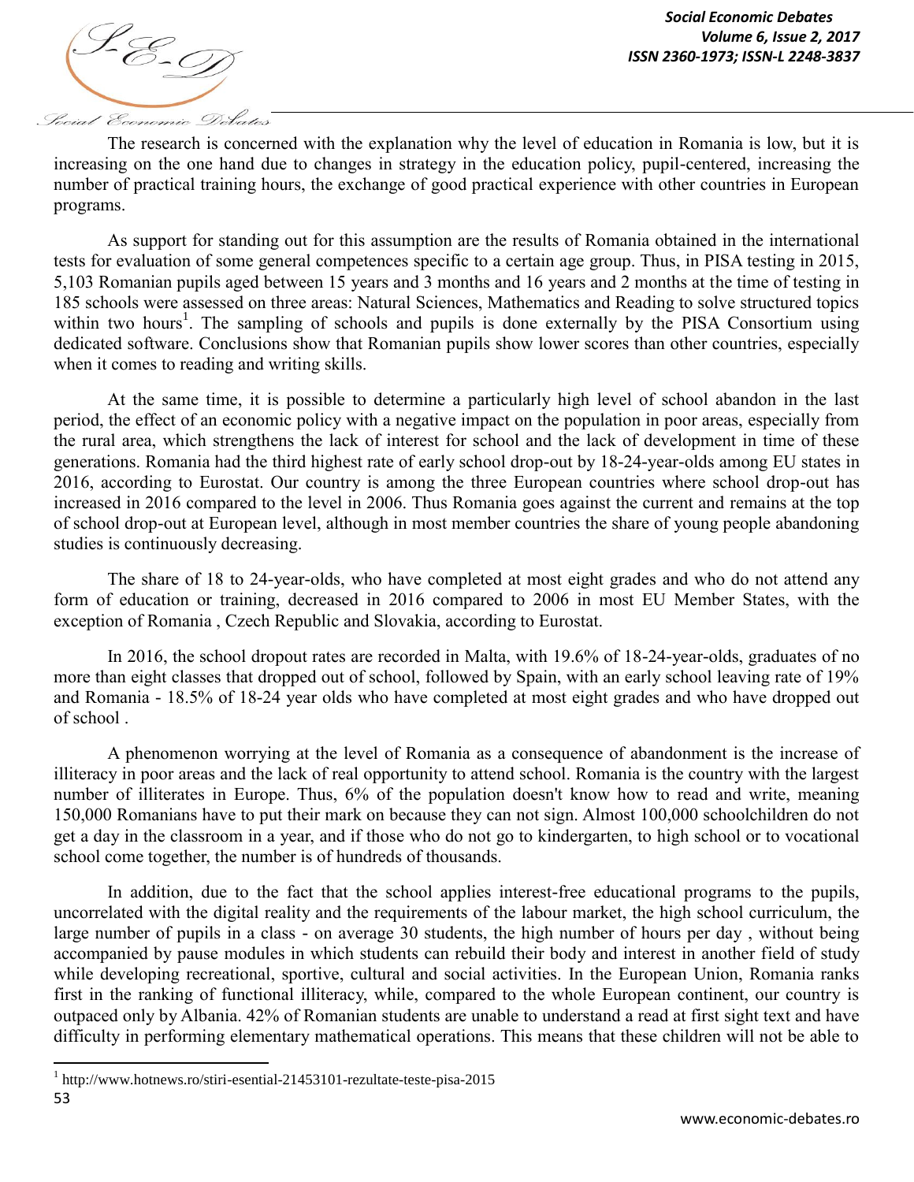The research is concerned with the explanation why the level of education in Romania is low, but it is increasing on the one hand due to changes in strategy in the education policy, pupil-centered, increasing the number of practical training hours, the exchange of good practical experience with other countries in European programs.

As support for standing out for this assumption are the results of Romania obtained in the international tests for evaluation of some general competences specific to a certain age group. Thus, in PISA testing in 2015, 5,103 Romanian pupils aged between 15 years and 3 months and 16 years and 2 months at the time of testing in 185 schools were assessed on three areas: Natural Sciences, Mathematics and Reading to solve structured topics within two hours[1]. The sampling of schools and pupils is done externally by the PISA Consortium using dedicated software. Conclusions show that Romanian pupils show lower scores than other countries, especially when it comes to reading and writing skills.

At the same time, it is possible to determine a particularly high level of school abandon in the last period, the effect of an economic policy with a negative impact on the population in poor areas, especially from the rural area, which strengthens the lack of interest for school and the lack of development in time of these generations. Romania had the third highest rate of early school drop-out by 18-24-year-olds among EU states in 2016, according to Eurostat. Our country is among the three European countries where school drop-out has increased in 2016 compared to the level in 2006. Thus Romania goes against the current and remains at the top of school drop-out at European level, although in most member countries the share of young people abandoning studies is continuously decreasing.

The share of 18 to 24-year-olds, who have completed at most eight grades and who do not attend any form of education or training, decreased in 2016 compared to 2006 in most EU Member States, with the exception of Romania , Czech Republic and Slovakia, according to Eurostat.

In 2016, the school dropout rates are recorded in Malta, with 19.6% of 18-24-year-olds, graduates of no more than eight classes that dropped out of school, followed by Spain, with an early school leaving rate of 19% and Romania - 18.5% of 18-24 year olds who have completed at most eight grades and who have dropped out of school .

A phenomenon worrying at the level of Romania as a consequence of abandonment is the increase of illiteracy in poor areas and the lack of real opportunity to attend school. Romania is the country with the largest number of illiterates in Europe. Thus, 6% of the population doesn't know how to read and write, meaning 150,000 Romanians have to put their mark on because they can not sign. Almost 100,000 schoolchildren do not get a day in the classroom in a year, and if those who do not go to kindergarten, to high school or to vocational school come together, the number is of hundreds of thousands.

In addition, due to the fact that the school applies interest-free educational programs to the pupils, uncorrelated with the digital reality and the requirements of the labour market, the high school curriculum, the large number of pupils in a class - on average 30 students, the high number of hours per day , without being accompanied by pause modules in which students can rebuild their body and interest in another field of study while developing recreational, sportive, cultural and social activities. In the European Union, Romania ranks first in the ranking of functional illiteracy, while, compared to the whole European continent, our country is outpaced only by Albania. 42% of Romanian students are unable to understand a read at first sight text and have difficulty in performing elementary mathematical operations. This means that these children will not be able to

[1] http://www.hotnews.ro/stiri-esential-21453101-rezultate-teste-pisa-2015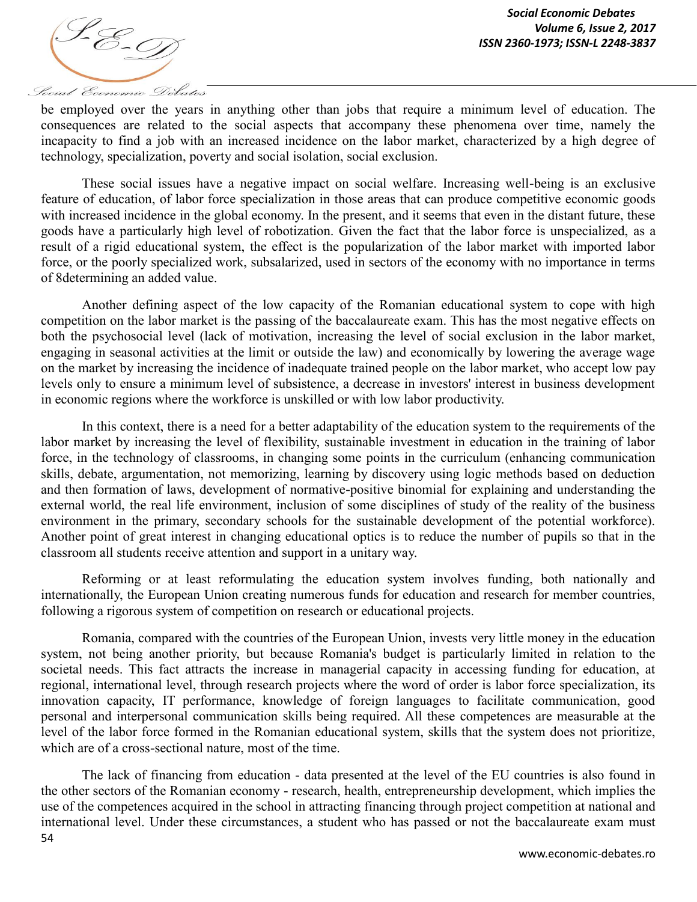be employed over the years in anything other than jobs that require a minimum level of education. The consequences are related to the social aspects that accompany these phenomena over time, namely the incapacity to find a job with an increased incidence on the labor market, characterized by a high degree of technology, specialization, poverty and social isolation, social exclusion.

These social issues have a negative impact on social welfare. Increasing well-being is an exclusive feature of education, of labor force specialization in those areas that can produce competitive economic goods with increased incidence in the global economy. In the present, and it seems that even in the distant future, these goods have a particularly high level of robotization. Given the fact that the labor force is unspecialized, as a result of a rigid educational system, the effect is the popularization of the labor market with imported labor force, or the poorly specialized work, subsalarized, used in sectors of the economy with no importance in terms of 8determining an added value.

Another defining aspect of the low capacity of the Romanian educational system to cope with high competition on the labor market is the passing of the baccalaureate exam. This has the most negative effects on both the psychosocial level (lack of motivation, increasing the level of social exclusion in the labor market, engaging in seasonal activities at the limit or outside the law) and economically by lowering the average wage on the market by increasing the incidence of inadequate trained people on the labor market, who accept low pay levels only to ensure a minimum level of subsistence, a decrease in investors' interest in business development in economic regions where the workforce is unskilled or with low labor productivity.

In this context, there is a need for a better adaptability of the education system to the requirements of the labor market by increasing the level of flexibility, sustainable investment in education in the training of labor force, in the technology of classrooms, in changing some points in the curriculum (enhancing communication skills, debate, argumentation, not memorizing, learning by discovery using logic methods based on deduction and then formation of laws, development of normative-positive binomial for explaining and understanding the external world, the real life environment, inclusion of some disciplines of study of the reality of the business environment in the primary, secondary schools for the sustainable development of the potential workforce). Another point of great interest in changing educational optics is to reduce the number of pupils so that in the classroom all students receive attention and support in a unitary way.

Reforming or at least reformulating the education system involves funding, both nationally and internationally, the European Union creating numerous funds for education and research for member countries, following a rigorous system of competition on research or educational projects.

Romania, compared with the countries of the European Union, invests very little money in the education system, not being another priority, but because Romania's budget is particularly limited in relation to the societal needs. This fact attracts the increase in managerial capacity in accessing funding for education, at regional, international level, through research projects where the word of order is labor force specialization, its innovation capacity, IT performance, knowledge of foreign languages to facilitate communication, good personal and interpersonal communication skills being required. All these competences are measurable at the level of the labor force formed in the Romanian educational system, skills that the system does not prioritize, which are of a cross-sectional nature, most of the time.

The lack of financing from education - data presented at the level of the EU countries is also found in the other sectors of the Romanian economy - research, health, entrepreneurship development, which implies the use of the competences acquired in the school in attracting financing through project competition at national and international level. Under these circumstances, a student who has passed or not the baccalaureate exam must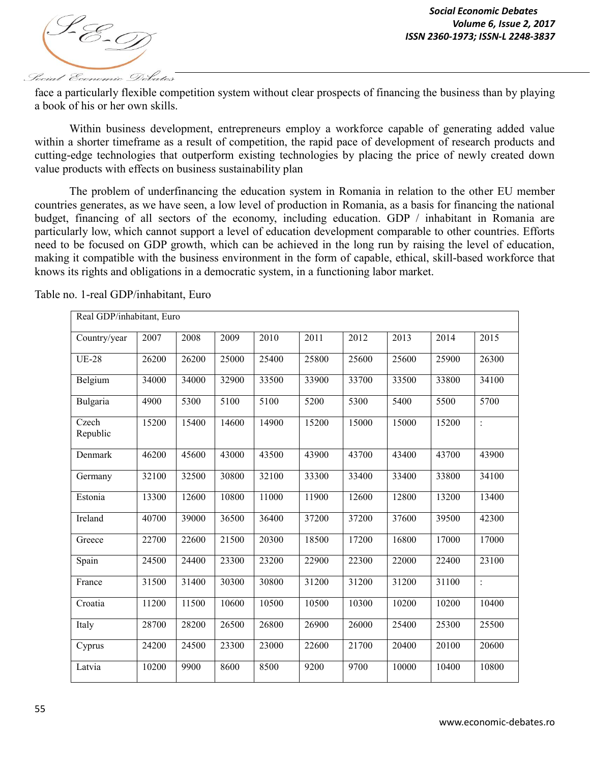face a particularly flexible competition system without clear prospects of financing the business than by playing a book of his or her own skills.

Within business development, entrepreneurs employ a workforce capable of generating added value within a shorter timeframe as a result of competition, the rapid pace of development of research products and cutting-edge technologies that outperform existing technologies by placing the price of newly created down value products with effects on business sustainability plan

The problem of underfinancing the education system in Romania in relation to the other EU member countries generates, as we have seen, a low level of production in Romania, as a basis for financing the national budget, financing of all sectors of the economy, including education. GDP / inhabitant in Romania are particularly low, which cannot support a level of education development comparable to other countries. Efforts need to be focused on GDP growth, which can be achieved in the long run by raising the level of education, making it compatible with the business environment in the form of capable, ethical, skill-based workforce that knows its rights and obligations in a democratic system, in a functioning labor market.

Table no. 1-real GDP/inhabitant, Euro

| Real GDP/inhabitant, Euro | | | | | | | | | |
|---|---|---|---|---|---|---|---|---|---|
| Country/year | 2007 | 2008 | 2009 | 2010 | 2011 | 2012 | 2013 | 2014 | 2015 |
| UE-28 | 26200 | 26200 | 25000 | 25400 | 25800 | 25600 | 25600 | 25900 | 26300 |
| Belgium | 34000 | 34000 | 32900 | 33500 | 33900 | 33700 | 33500 | 33800 | 34100 |
| Bulgaria | 4900 | 5300 | 5100 | 5100 | 5200 | 5300 | 5400 | 5500 | 5700 |
| Czech Republic | 15200 | 15400 | 14600 | 14900 | 15200 | 15000 | 15000 | 15200 | : |
| Denmark | 46200 | 45600 | 43000 | 43500 | 43900 | 43700 | 43400 | 43700 | 43900 |
| Germany | 32100 | 32500 | 30800 | 32100 | 33300 | 33400 | 33400 | 33800 | 34100 |
| Estonia | 13300 | 12600 | 10800 | 11000 | 11900 | 12600 | 12800 | 13200 | 13400 |
| Ireland | 40700 | 39000 | 36500 | 36400 | 37200 | 37200 | 37600 | 39500 | 42300 |
| Greece | 22700 | 22600 | 21500 | 20300 | 18500 | 17200 | 16800 | 17000 | 17000 |
| Spain | 24500 | 24400 | 23300 | 23200 | 22900 | 22300 | 22000 | 22400 | 23100 |
| France | 31500 | 31400 | 30300 | 30800 | 31200 | 31200 | 31200 | 31100 | : |
| Croatia | 11200 | 11500 | 10600 | 10500 | 10500 | 10300 | 10200 | 10200 | 10400 |
| Italy | 28700 | 28200 | 26500 | 26800 | 26900 | 26000 | 25400 | 25300 | 25500 |
| Cyprus | 24200 | 24500 | 23300 | 23000 | 22600 | 21700 | 20400 | 20100 | 20600 |
| Latvia | 10200 | 9900 | 8600 | 8500 | 9200 | 9700 | 10000 | 10400 | 10800 |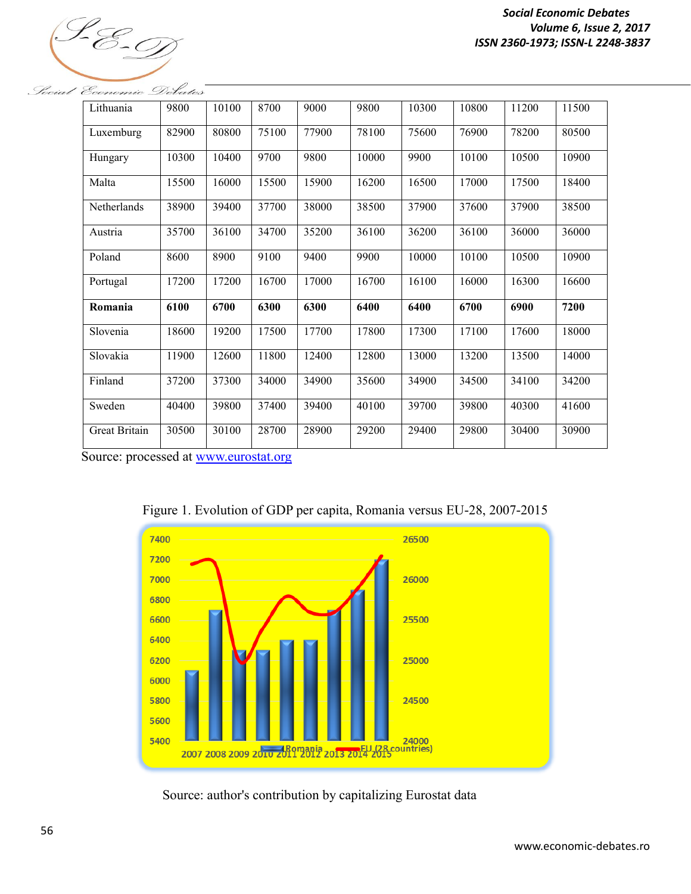| Lithuania | 9800 | 10100 | 8700 | 9000 | 9800 | 10300 | 10800 | 11200 | 11500 |
|---|---|---|---|---|---|---|---|---|---|
| Luxemburg | 82900 | 80800 | 75100 | 77900 | 78100 | 75600 | 76900 | 78200 | 80500 |
| Hungary | 10300 | 10400 | 9700 | 9800 | 10000 | 9900 | 10100 | 10500 | 10900 |
| Malta | 15500 | 16000 | 15500 | 15900 | 16200 | 16500 | 17000 | 17500 | 18400 |
| Netherlands | 38900 | 39400 | 37700 | 38000 | 38500 | 37900 | 37600 | 37900 | 38500 |
| Austria | 35700 | 36100 | 34700 | 35200 | 36100 | 36200 | 36100 | 36000 | 36000 |
| Poland | 8600 | 8900 | 9100 | 9400 | 9900 | 10000 | 10100 | 10500 | 10900 |
| Portugal | 17200 | 17200 | 16700 | 17000 | 16700 | 16100 | 16000 | 16300 | 16600 |
| **Romania** | **6100** | **6700** | **6300** | **6300** | **6400** | **6400** | **6700** | **6900** | **7200** |
| Slovenia | 18600 | 19200 | 17500 | 17700 | 17800 | 17300 | 17100 | 17600 | 18000 |
| Slovakia | 11900 | 12600 | 11800 | 12400 | 12800 | 13000 | 13200 | 13500 | 14000 |
| Finland | 37200 | 37300 | 34000 | 34900 | 35600 | 34900 | 34500 | 34100 | 34200 |
| Sweden | 40400 | 39800 | 37400 | 39400 | 40100 | 39700 | 39800 | 40300 | 41600 |
| Great Britain | 30500 | 30100 | 28700 | 28900 | 29200 | 29400 | 29800 | 30400 | 30900 |

Source: processed at www.eurostat.org

Figure 1. Evolution of GDP per capita, Romania versus EU-28, 2007-2015

Source: author's contribution by capitalizing Eurostat data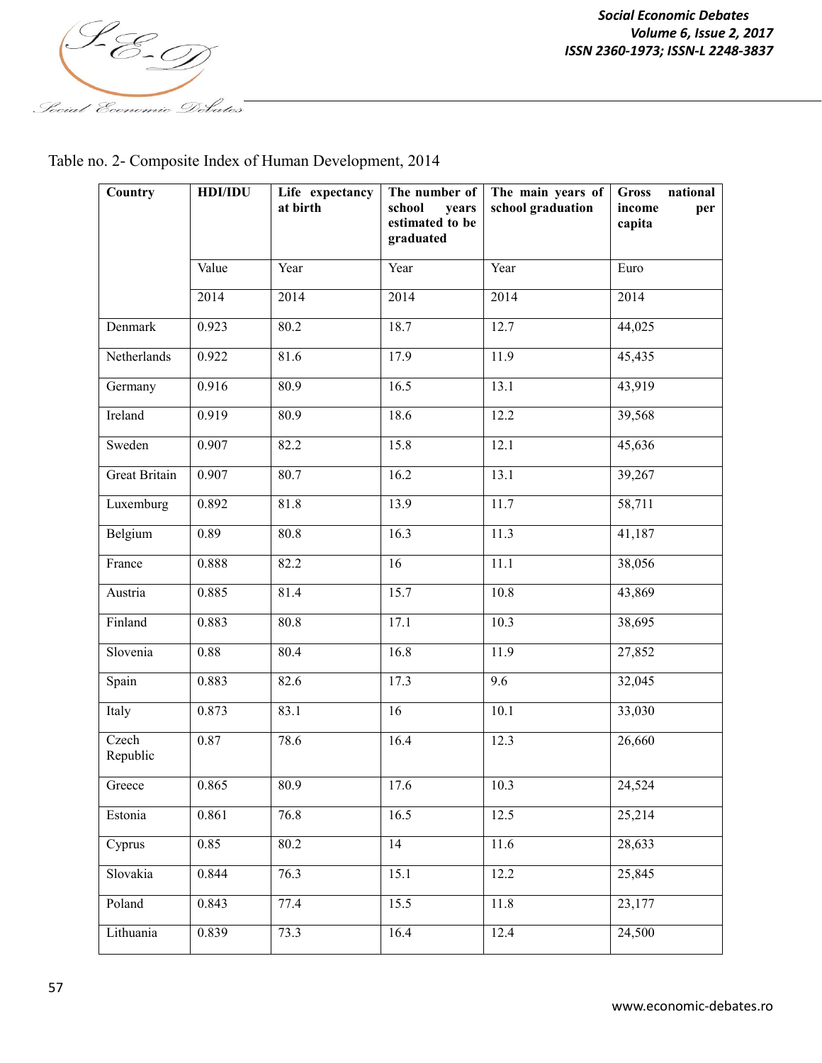Table no. 2- Composite Index of Human Development, 2014

| Country | HDI/IDU | Life expectancy at birth | The number of school years estimated to be graduated | The main years of school graduation | Gross national income per capita |
|---|---|---|---|---|---|
| | Value | Year | Year | Year | Euro |
| | 2014 | 2014 | 2014 | 2014 | 2014 |
| Denmark | 0.923 | 80.2 | 18.7 | 12.7 | 44,025 |
| Netherlands | 0.922 | 81.6 | 17.9 | 11.9 | 45,435 |
| Germany | 0.916 | 80.9 | 16.5 | 13.1 | 43,919 |
| Ireland | 0.919 | 80.9 | 18.6 | 12.2 | 39,568 |
| Sweden | 0.907 | 82.2 | 15.8 | 12.1 | 45,636 |
| Great Britain | 0.907 | 80.7 | 16.2 | 13.1 | 39,267 |
| Luxemburg | 0.892 | 81.8 | 13.9 | 11.7 | 58,711 |
| Belgium | 0.89 | 80.8 | 16.3 | 11.3 | 41,187 |
| France | 0.888 | 82.2 | 16 | 11.1 | 38,056 |
| Austria | 0.885 | 81.4 | 15.7 | 10.8 | 43,869 |
| Finland | 0.883 | 80.8 | 17.1 | 10.3 | 38,695 |
| Slovenia | 0.88 | 80.4 | 16.8 | 11.9 | 27,852 |
| Spain | 0.883 | 82.6 | 17.3 | 9.6 | 32,045 |
| Italy | 0.873 | 83.1 | 16 | 10.1 | 33,030 |
| Czech Republic | 0.87 | 78.6 | 16.4 | 12.3 | 26,660 |
| Greece | 0.865 | 80.9 | 17.6 | 10.3 | 24,524 |
| Estonia | 0.861 | 76.8 | 16.5 | 12.5 | 25,214 |
| Cyprus | 0.85 | 80.2 | 14 | 11.6 | 28,633 |
| Slovakia | 0.844 | 76.3 | 15.1 | 12.2 | 25,845 |
| Poland | 0.843 | 77.4 | 15.5 | 11.8 | 23,177 |
| Lithuania | 0.839 | 73.3 | 16.4 | 12.4 | 24,500 |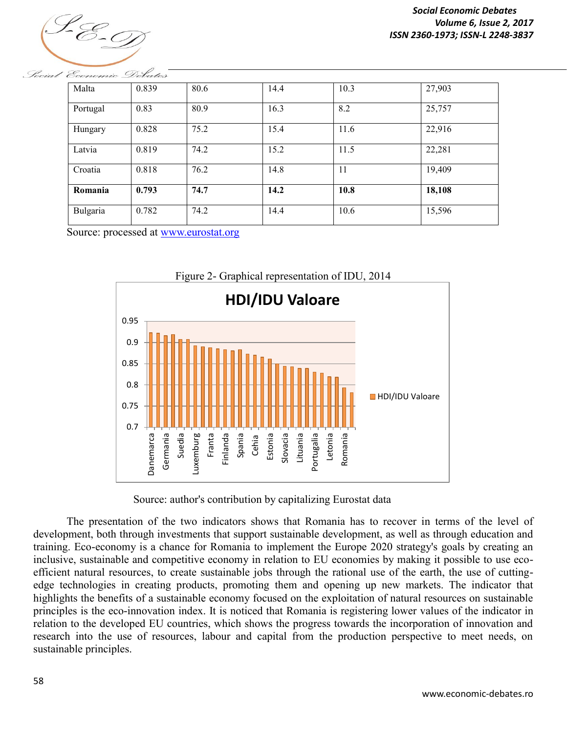| Malta | 0.839 | 80.6 | 14.4 | 10.3 | 27,903 |
|---|---|---|---|---|---|
| Portugal | 0.83 | 80.9 | 16.3 | 8.2 | 25,757 |
| Hungary | 0.828 | 75.2 | 15.4 | 11.6 | 22,916 |
| Latvia | 0.819 | 74.2 | 15.2 | 11.5 | 22,281 |
| Croatia | 0.818 | 76.2 | 14.8 | 11 | 19,409 |
| **Romania** | **0.793** | **74.7** | **14.2** | **10.8** | **18,108** |
| Bulgaria | 0.782 | 74.2 | 14.4 | 10.6 | 15,596 |

Source: processed at www.eurostat.org

Figure 2- Graphical representation of IDU, 2014

Source: author's contribution by capitalizing Eurostat data

The presentation of the two indicators shows that Romania has to recover in terms of the level of development, both through investments that support sustainable development, as well as through education and training. Eco-economy is a chance for Romania to implement the Europe 2020 strategy's goals by creating an inclusive, sustainable and competitive economy in relation to EU economies by making it possible to use eco-efficient natural resources, to create sustainable jobs through the rational use of the earth, the use of cutting-edge technologies in creating products, promoting them and opening up new markets. The indicator that highlights the benefits of a sustainable economy focused on the exploitation of natural resources on sustainable principles is the eco-innovation index. It is noticed that Romania is registering lower values of the indicator in relation to the developed EU countries, which shows the progress towards the incorporation of innovation and research into the use of resources, labour and capital from the production perspective to meet needs, on sustainable principles.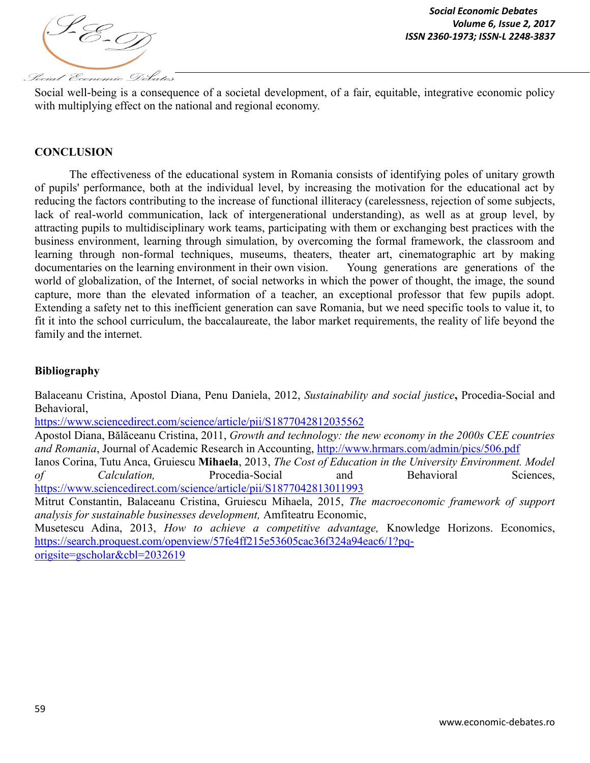Social well-being is a consequence of a societal development, of a fair, equitable, integrative economic policy with multiplying effect on the national and regional economy.

## CONCLUSION

The effectiveness of the educational system in Romania consists of identifying poles of unitary growth of pupils' performance, both at the individual level, by increasing the motivation for the educational act by reducing the factors contributing to the increase of functional illiteracy (carelessness, rejection of some subjects, lack of real-world communication, lack of intergenerational understanding), as well as at group level, by attracting pupils to multidisciplinary work teams, participating with them or exchanging best practices with the business environment, learning through simulation, by overcoming the formal framework, the classroom and learning through non-formal techniques, museums, theaters, theater art, cinematographic art by making documentaries on the learning environment in their own vision. Young generations are generations of the world of globalization, of the Internet, of social networks in which the power of thought, the image, the sound capture, more than the elevated information of a teacher, an exceptional professor that few pupils adopt. Extending a safety net to this inefficient generation can save Romania, but we need specific tools to value it, to fit it into the school curriculum, the baccalaureate, the labor market requirements, the reality of life beyond the family and the internet.

## Bibliography

Balaceanu Cristina, Apostol Diana, Penu Daniela, 2012, *Sustainability and social justice*, Procedia-Social and Behavioral, https://www.sciencedirect.com/science/article/pii/S1877042812035562

Apostol Diana, Bălăceanu Cristina, 2011, *Growth and technology: the new economy in the 2000s CEE countries and Romania*, Journal of Academic Research in Accounting, http://www.hrmars.com/admin/pics/506.pdf

Ianos Corina, Tutu Anca, Gruiescu **Mihaela**, 2013, *The Cost of Education in the University Environment. Model of Calculation,* Procedia-Social and Behavioral Sciences, https://www.sciencedirect.com/science/article/pii/S1877042813011993

Mitrut Constantin, Balaceanu Cristina, Gruiescu Mihaela, 2015, *The macroeconomic framework of support analysis for sustainable businesses development,* Amfiteatru Economic,

Musetescu Adina, 2013, *How to achieve a competitive advantage,* Knowledge Horizons. Economics, https://search.proquest.com/openview/57fe4ff215e53605cac36f324a94eac6/1?pq-origsite=gscholar&cbl=2032619